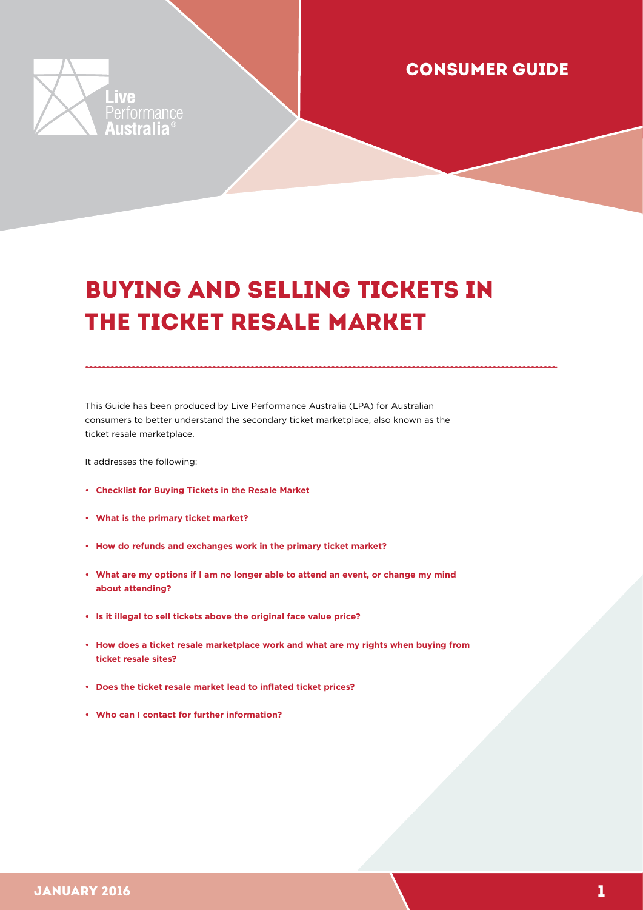Live Performance Australia®

CONSUMER GUIDE

# BUYING AND SELLING TICKETS IN THE TICKET RESALE MARKET

This Guide has been produced by Live Performance Australia (LPA) for Australian consumers to better understand the secondary ticket marketplace, also known as the ticket resale marketplace.

It addresses the following:

- **Checklist for Buying Tickets in the Resale Market**
- **What is the primary ticket market?**
- **How do refunds and exchanges work in the primary ticket market?**
- **What are my options if I am no longer able to attend an event, or change my mind about attending?**
- **Is it illegal to sell tickets above the original face value price?**
- **How does a ticket resale marketplace work and what are my rights when buying from ticket resale sites?**
- **Does the ticket resale market lead to inflated ticket prices?**
- **Who can I contact for further information?**

JANUARY 2016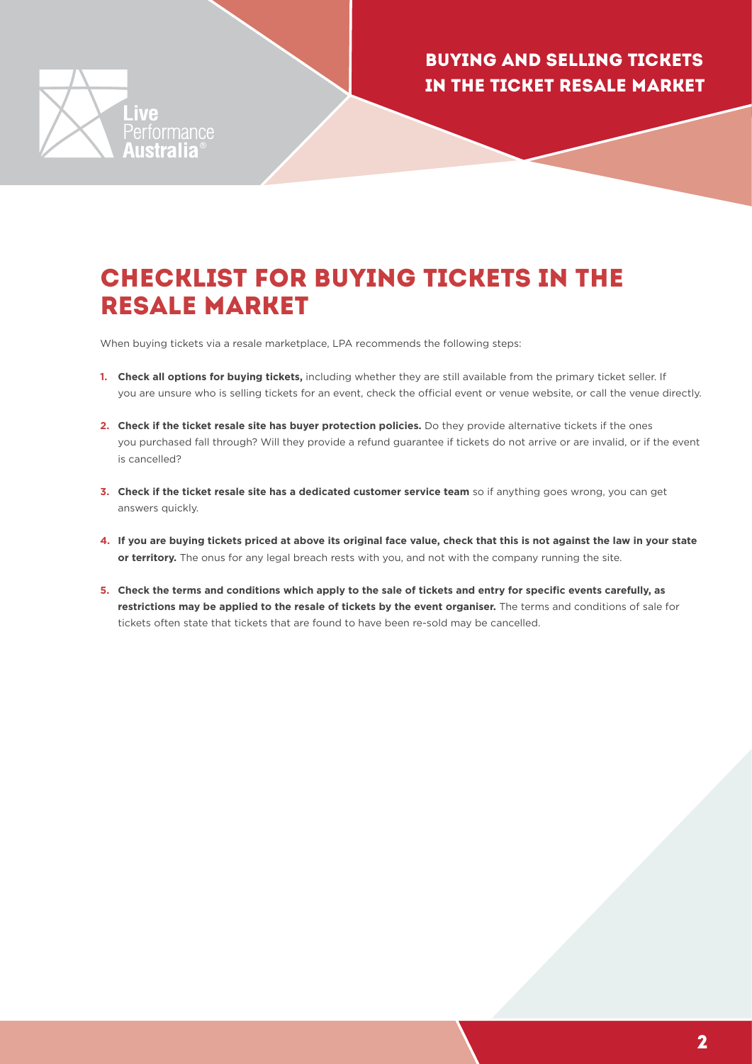# Checklist for buying tickets in the resale market

When buying tickets via a resale marketplace, LPA recommends the following steps:

1. **Check all options for buying tickets,** including whether they are still available from the primary ticket seller. If you are unsure who is selling tickets for an event, check the official event or venue website, or call the venue directly.
2. **Check if the ticket resale site has buyer protection policies.** Do they provide alternative tickets if the ones you purchased fall through? Will they provide a refund guarantee if tickets do not arrive or are invalid, or if the event is cancelled?
3. **Check if the ticket resale site has a dedicated customer service team** so if anything goes wrong, you can get answers quickly.
4. **If you are buying tickets priced at above its original face value, check that this is not against the law in your state or territory.** The onus for any legal breach rests with you, and not with the company running the site.
5. **Check the terms and conditions which apply to the sale of tickets and entry for specific events carefully, as restrictions may be applied to the resale of tickets by the event organiser.** The terms and conditions of sale for tickets often state that tickets that are found to have been re-sold may be cancelled.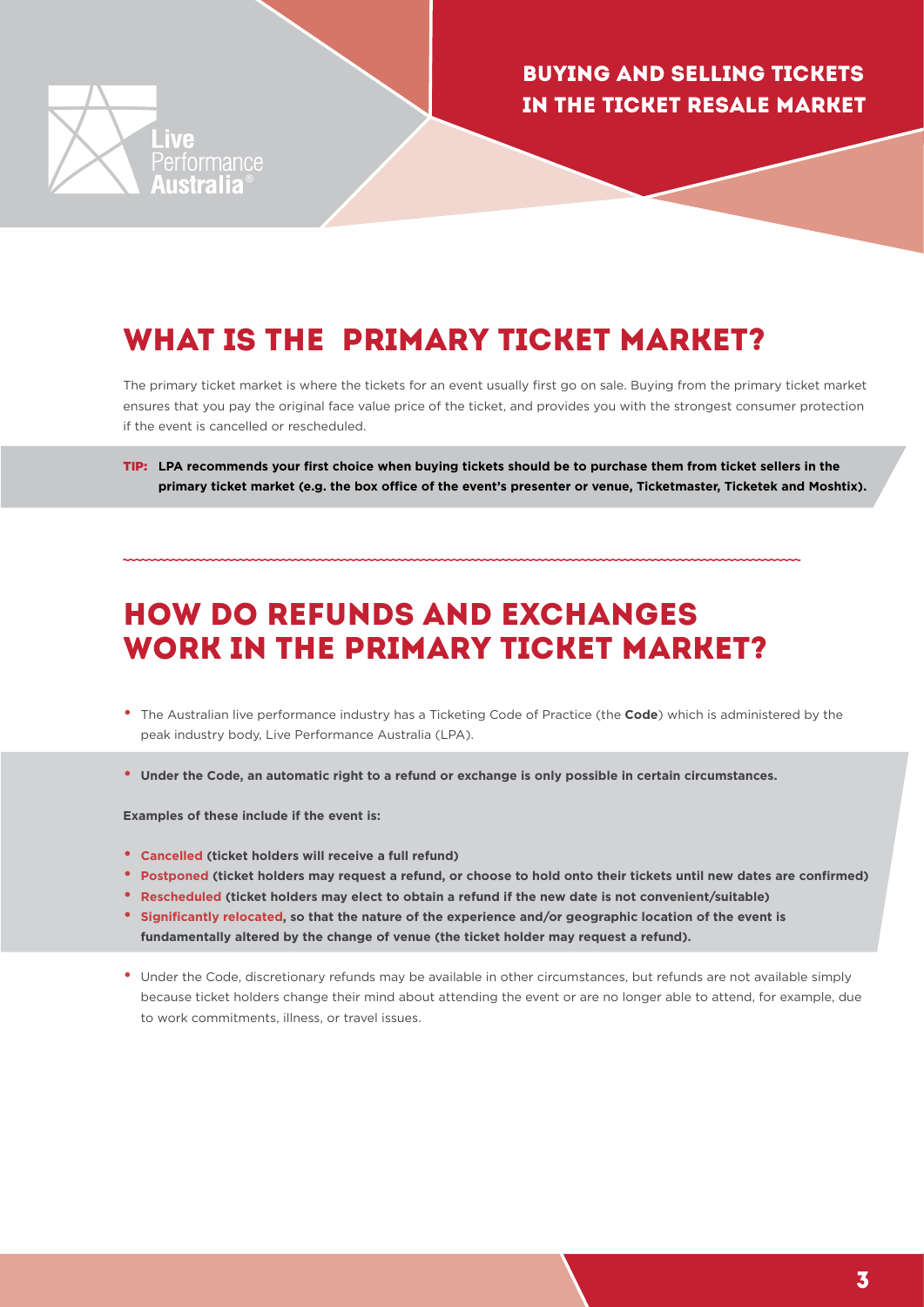# What is the primary ticket market?

The primary ticket market is where the tickets for an event usually first go on sale. Buying from the primary ticket market ensures that you pay the original face value price of the ticket, and provides you with the strongest consumer protection if the event is cancelled or rescheduled.

**TIP: LPA recommends your first choice when buying tickets should be to purchase them from ticket sellers in the primary ticket market (e.g. the box office of the event's presenter or venue, Ticketmaster, Ticketek and Moshtix).**

# How do refunds and exchanges work in the primary ticket market?

- The Australian live performance industry has a Ticketing Code of Practice (the **Code**) which is administered by the peak industry body, Live Performance Australia (LPA).
- **Under the Code, an automatic right to a refund or exchange is only possible in certain circumstances.**

**Examples of these include if the event is:**

- **Cancelled (ticket holders will receive a full refund)**
- **Postponed (ticket holders may request a refund, or choose to hold onto their tickets until new dates are confirmed)**
- **Rescheduled (ticket holders may elect to obtain a refund if the new date is not convenient/suitable)**
- **Significantly relocated, so that the nature of the experience and/or geographic location of the event is fundamentally altered by the change of venue (the ticket holder may request a refund).**

- Under the Code, discretionary refunds may be available in other circumstances, but refunds are not available simply because ticket holders change their mind about attending the event or are no longer able to attend, for example, due to work commitments, illness, or travel issues.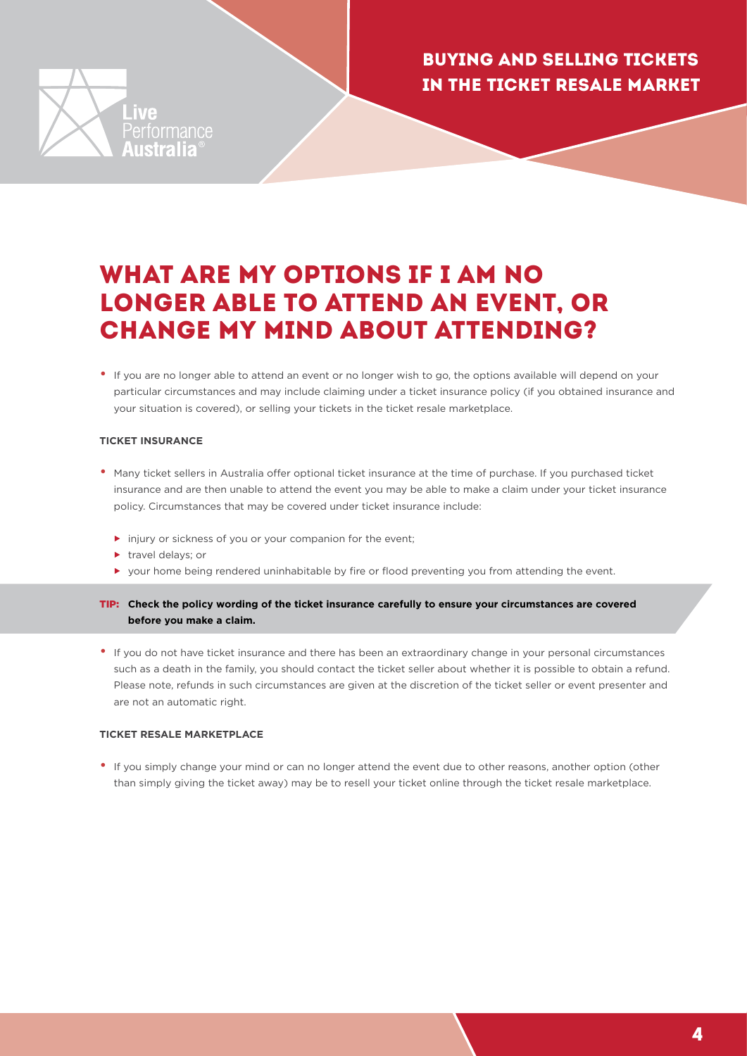# What are my options if I am no longer able to attend an event, or change my mind about attending?

- If you are no longer able to attend an event or no longer wish to go, the options available will depend on your particular circumstances and may include claiming under a ticket insurance policy (if you obtained insurance and your situation is covered), or selling your tickets in the ticket resale marketplace.

### TICKET INSURANCE

- Many ticket sellers in Australia offer optional ticket insurance at the time of purchase. If you purchased ticket insurance and are then unable to attend the event you may be able to make a claim under your ticket insurance policy. Circumstances that may be covered under ticket insurance include:
  - injury or sickness of you or your companion for the event;
  - travel delays; or
  - your home being rendered uninhabitable by fire or flood preventing you from attending the event.

**TIP: Check the policy wording of the ticket insurance carefully to ensure your circumstances are covered before you make a claim.**

- If you do not have ticket insurance and there has been an extraordinary change in your personal circumstances such as a death in the family, you should contact the ticket seller about whether it is possible to obtain a refund. Please note, refunds in such circumstances are given at the discretion of the ticket seller or event presenter and are not an automatic right.

### TICKET RESALE MARKETPLACE

- If you simply change your mind or can no longer attend the event due to other reasons, another option (other than simply giving the ticket away) may be to resell your ticket online through the ticket resale marketplace.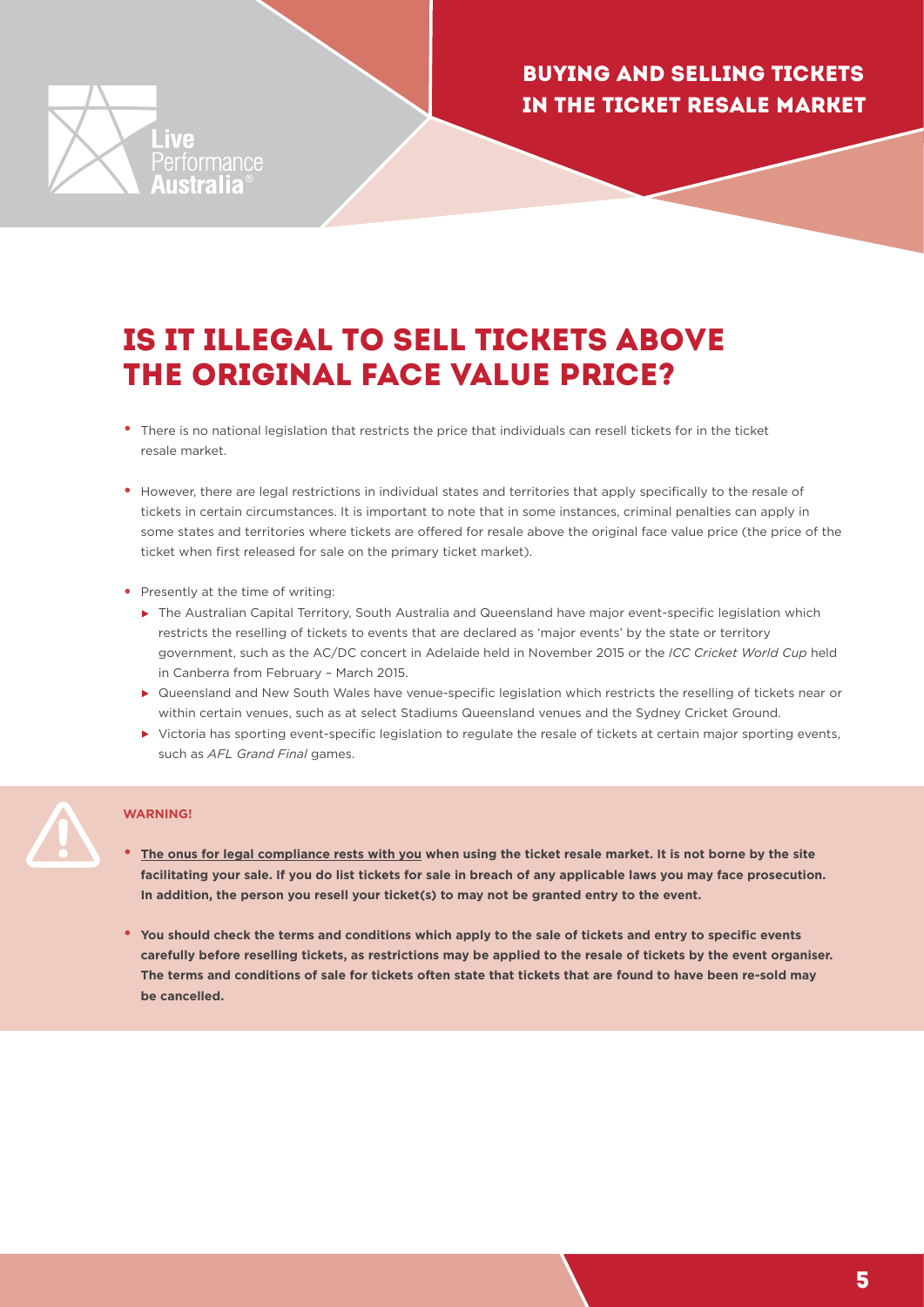# Is it illegal to sell tickets above the original face value price?

- There is no national legislation that restricts the price that individuals can resell tickets for in the ticket resale market.
- However, there are legal restrictions in individual states and territories that apply specifically to the resale of tickets in certain circumstances. It is important to note that in some instances, criminal penalties can apply in some states and territories where tickets are offered for resale above the original face value price (the price of the ticket when first released for sale on the primary ticket market).
- Presently at the time of writing:
  - The Australian Capital Territory, South Australia and Queensland have major event-specific legislation which restricts the reselling of tickets to events that are declared as 'major events' by the state or territory government, such as the AC/DC concert in Adelaide held in November 2015 or the *ICC Cricket World Cup* held in Canberra from February – March 2015.
  - Queensland and New South Wales have venue-specific legislation which restricts the reselling of tickets near or within certain venues, such as at select Stadiums Queensland venues and the Sydney Cricket Ground.
  - Victoria has sporting event-specific legislation to regulate the resale of tickets at certain major sporting events, such as *AFL Grand Final* games.

**WARNING!**

- **The onus for legal compliance rests with you when using the ticket resale market. It is not borne by the site facilitating your sale. If you do list tickets for sale in breach of any applicable laws you may face prosecution. In addition, the person you resell your ticket(s) to may not be granted entry to the event.**
- **You should check the terms and conditions which apply to the sale of tickets and entry to specific events carefully before reselling tickets, as restrictions may be applied to the resale of tickets by the event organiser. The terms and conditions of sale for tickets often state that tickets that are found to have been re-sold may be cancelled.**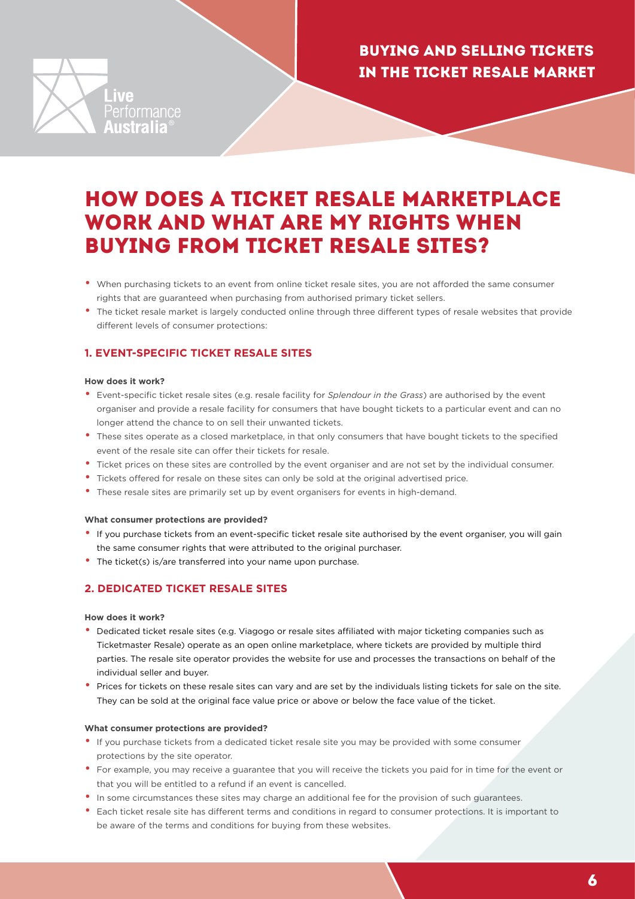# How does a ticket resale marketplace work and what are my rights when buying from ticket resale sites?

- When purchasing tickets to an event from online ticket resale sites, you are not afforded the same consumer rights that are guaranteed when purchasing from authorised primary ticket sellers.
- The ticket resale market is largely conducted online through three different types of resale websites that provide different levels of consumer protections:

## 1. Event-specific ticket resale sites

**How does it work?**

- Event-specific ticket resale sites (e.g. resale facility for *Splendour in the Grass*) are authorised by the event organiser and provide a resale facility for consumers that have bought tickets to a particular event and can no longer attend the chance to on sell their unwanted tickets.
- These sites operate as a closed marketplace, in that only consumers that have bought tickets to the specified event of the resale site can offer their tickets for resale.
- Ticket prices on these sites are controlled by the event organiser and are not set by the individual consumer.
- Tickets offered for resale on these sites can only be sold at the original advertised price.
- These resale sites are primarily set up by event organisers for events in high-demand.

**What consumer protections are provided?**

- If you purchase tickets from an event-specific ticket resale site authorised by the event organiser, you will gain the same consumer rights that were attributed to the original purchaser.
- The ticket(s) is/are transferred into your name upon purchase.

## 2. Dedicated ticket resale sites

**How does it work?**

- Dedicated ticket resale sites (e.g. Viagogo or resale sites affiliated with major ticketing companies such as Ticketmaster Resale) operate as an open online marketplace, where tickets are provided by multiple third parties. The resale site operator provides the website for use and processes the transactions on behalf of the individual seller and buyer.
- Prices for tickets on these resale sites can vary and are set by the individuals listing tickets for sale on the site. They can be sold at the original face value price or above or below the face value of the ticket.

**What consumer protections are provided?**

- If you purchase tickets from a dedicated ticket resale site you may be provided with some consumer protections by the site operator.
- For example, you may receive a guarantee that you will receive the tickets you paid for in time for the event or that you will be entitled to a refund if an event is cancelled.
- In some circumstances these sites may charge an additional fee for the provision of such guarantees.
- Each ticket resale site has different terms and conditions in regard to consumer protections. It is important to be aware of the terms and conditions for buying from these websites.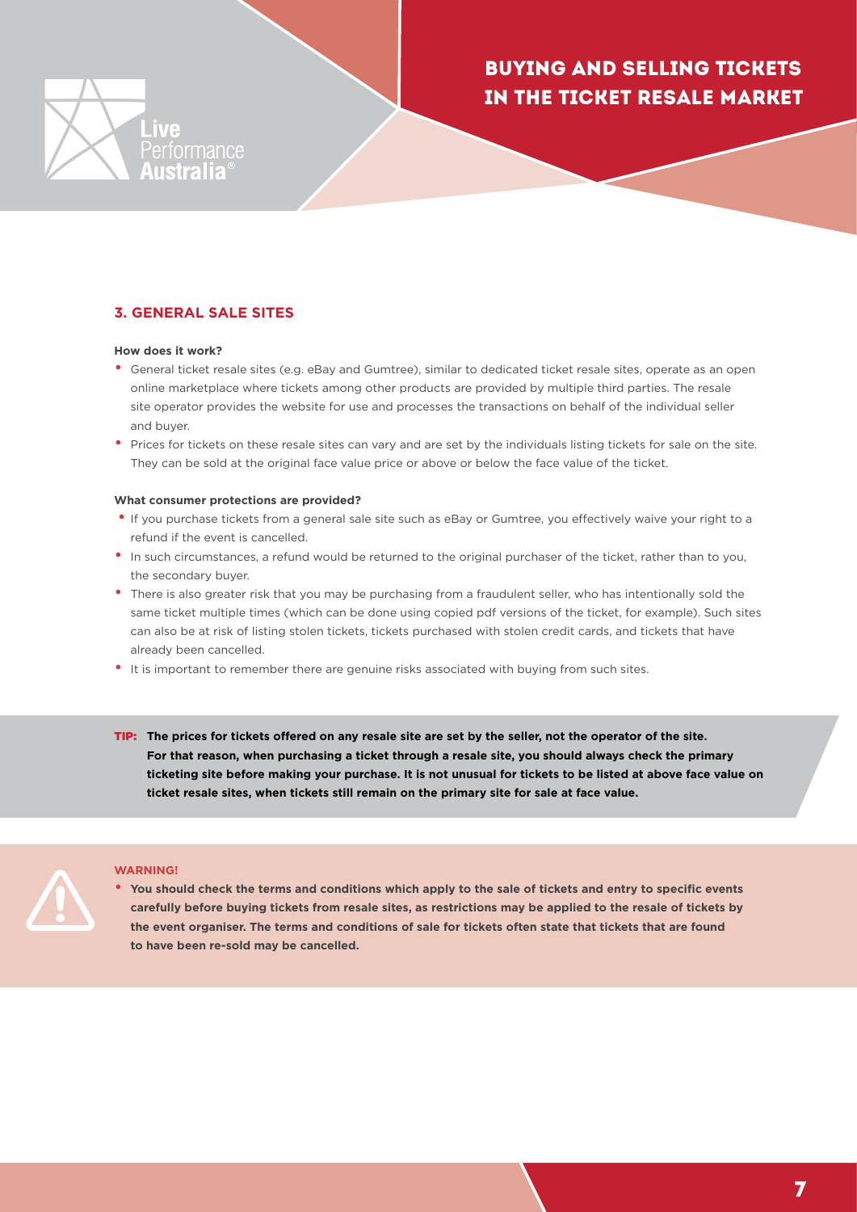## 3. GENERAL SALE SITES

**How does it work?**

- General ticket resale sites (e.g. eBay and Gumtree), similar to dedicated ticket resale sites, operate as an open online marketplace where tickets among other products are provided by multiple third parties. The resale site operator provides the website for use and processes the transactions on behalf of the individual seller and buyer.
- Prices for tickets on these resale sites can vary and are set by the individuals listing tickets for sale on the site. They can be sold at the original face value price or above or below the face value of the ticket.

**What consumer protections are provided?**

- If you purchase tickets from a general sale site such as eBay or Gumtree, you effectively waive your right to a refund if the event is cancelled.
- In such circumstances, a refund would be returned to the original purchaser of the ticket, rather than to you, the secondary buyer.
- There is also greater risk that you may be purchasing from a fraudulent seller, who has intentionally sold the same ticket multiple times (which can be done using copied pdf versions of the ticket, for example). Such sites can also be at risk of listing stolen tickets, tickets purchased with stolen credit cards, and tickets that have already been cancelled.
- It is important to remember there are genuine risks associated with buying from such sites.

**TIP: The prices for tickets offered on any resale site are set by the seller, not the operator of the site. For that reason, when purchasing a ticket through a resale site, you should always check the primary ticketing site before making your purchase. It is not unusual for tickets to be listed at above face value on ticket resale sites, when tickets still remain on the primary site for sale at face value.**

**WARNING!**

- **You should check the terms and conditions which apply to the sale of tickets and entry to specific events carefully before buying tickets from resale sites, as restrictions may be applied to the resale of tickets by the event organiser. The terms and conditions of sale for tickets often state that tickets that are found to have been re-sold may be cancelled.**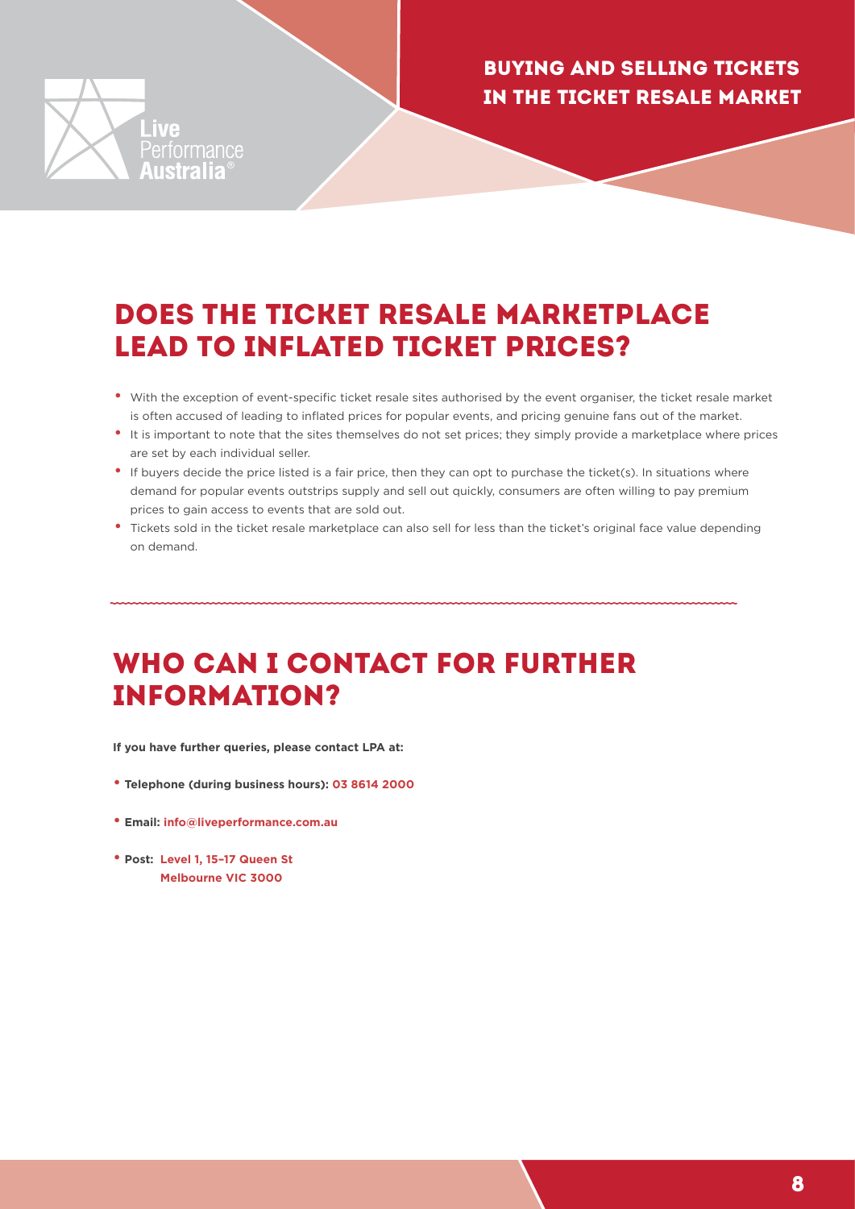## Does the ticket resale marketplace lead to inflated ticket prices?

- With the exception of event-specific ticket resale sites authorised by the event organiser, the ticket resale market is often accused of leading to inflated prices for popular events, and pricing genuine fans out of the market.
- It is important to note that the sites themselves do not set prices; they simply provide a marketplace where prices are set by each individual seller.
- If buyers decide the price listed is a fair price, then they can opt to purchase the ticket(s). In situations where demand for popular events outstrips supply and sell out quickly, consumers are often willing to pay premium prices to gain access to events that are sold out.
- Tickets sold in the ticket resale marketplace can also sell for less than the ticket's original face value depending on demand.

## Who can I contact for further information?

**If you have further queries, please contact LPA at:**

- **Telephone (during business hours): 03 8614 2000**
- **Email: info@liveperformance.com.au**
- **Post: Level 1, 15–17 Queen St**
  **Melbourne VIC 3000**